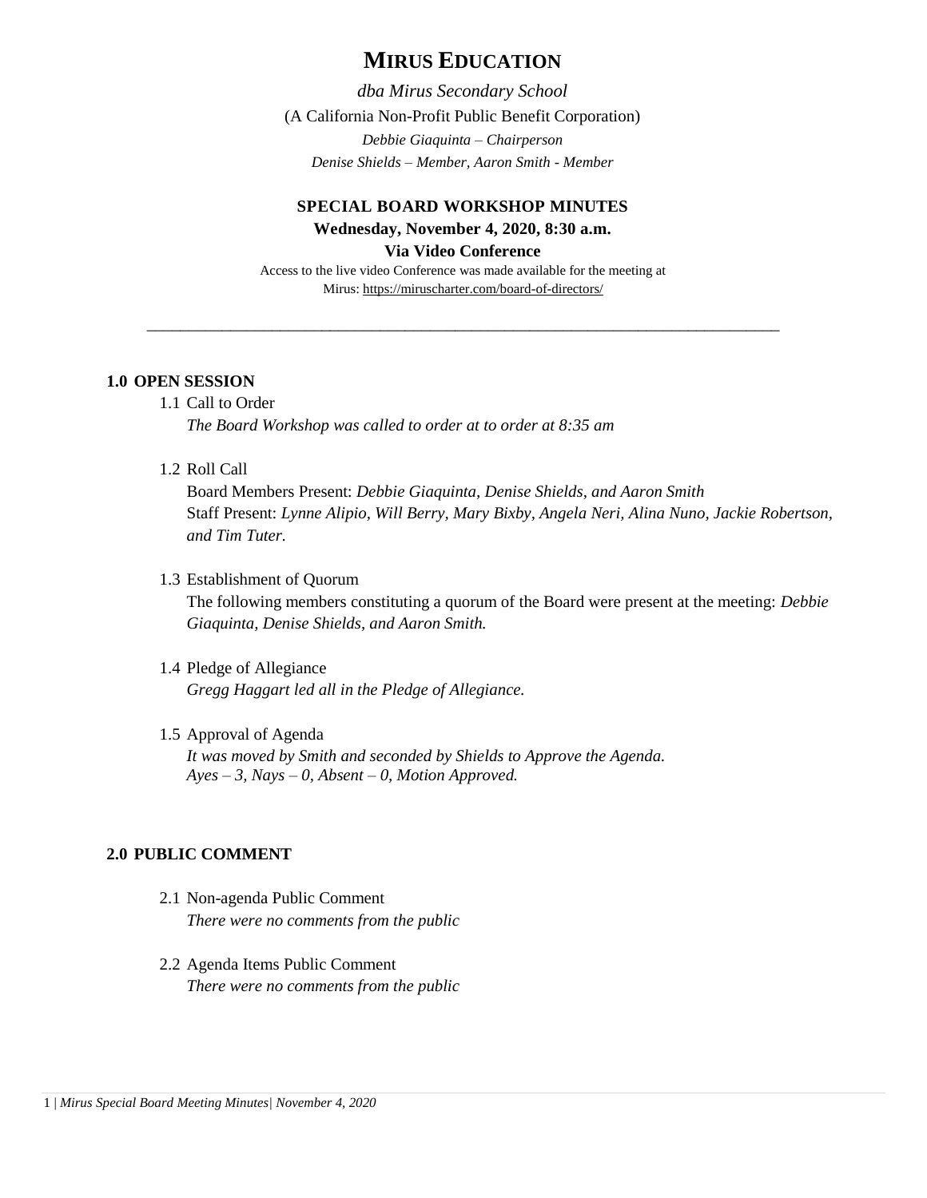# MIRUS EDUCATION

*dba Mirus Secondary School*

(A California Non-Profit Public Benefit Corporation)

*Debbie Giaquinta – Chairperson*

*Denise Shields – Member, Aaron Smith - Member*

**SPECIAL BOARD WORKSHOP MINUTES**

**Wednesday, November 4, 2020, 8:30 a.m.**

**Via Video Conference**

Access to the live video Conference was made available for the meeting at Mirus: https://miruscharter.com/board-of-directors/

---

## 1.0 OPEN SESSION

1.1 Call to Order

*The Board Workshop was called to order at to order at 8:35 am*

1.2 Roll Call

Board Members Present: *Debbie Giaquinta, Denise Shields, and Aaron Smith*
Staff Present: *Lynne Alipio, Will Berry, Mary Bixby, Angela Neri, Alina Nuno, Jackie Robertson, and Tim Tuter.*

1.3 Establishment of Quorum

The following members constituting a quorum of the Board were present at the meeting: *Debbie Giaquinta, Denise Shields, and Aaron Smith.*

1.4 Pledge of Allegiance

*Gregg Haggart led all in the Pledge of Allegiance.*

1.5 Approval of Agenda

*It was moved by Smith and seconded by Shields to Approve the Agenda.*
*Ayes – 3, Nays – 0, Absent – 0, Motion Approved.*

## 2.0 PUBLIC COMMENT

2.1 Non-agenda Public Comment

*There were no comments from the public*

2.2 Agenda Items Public Comment

*There were no comments from the public*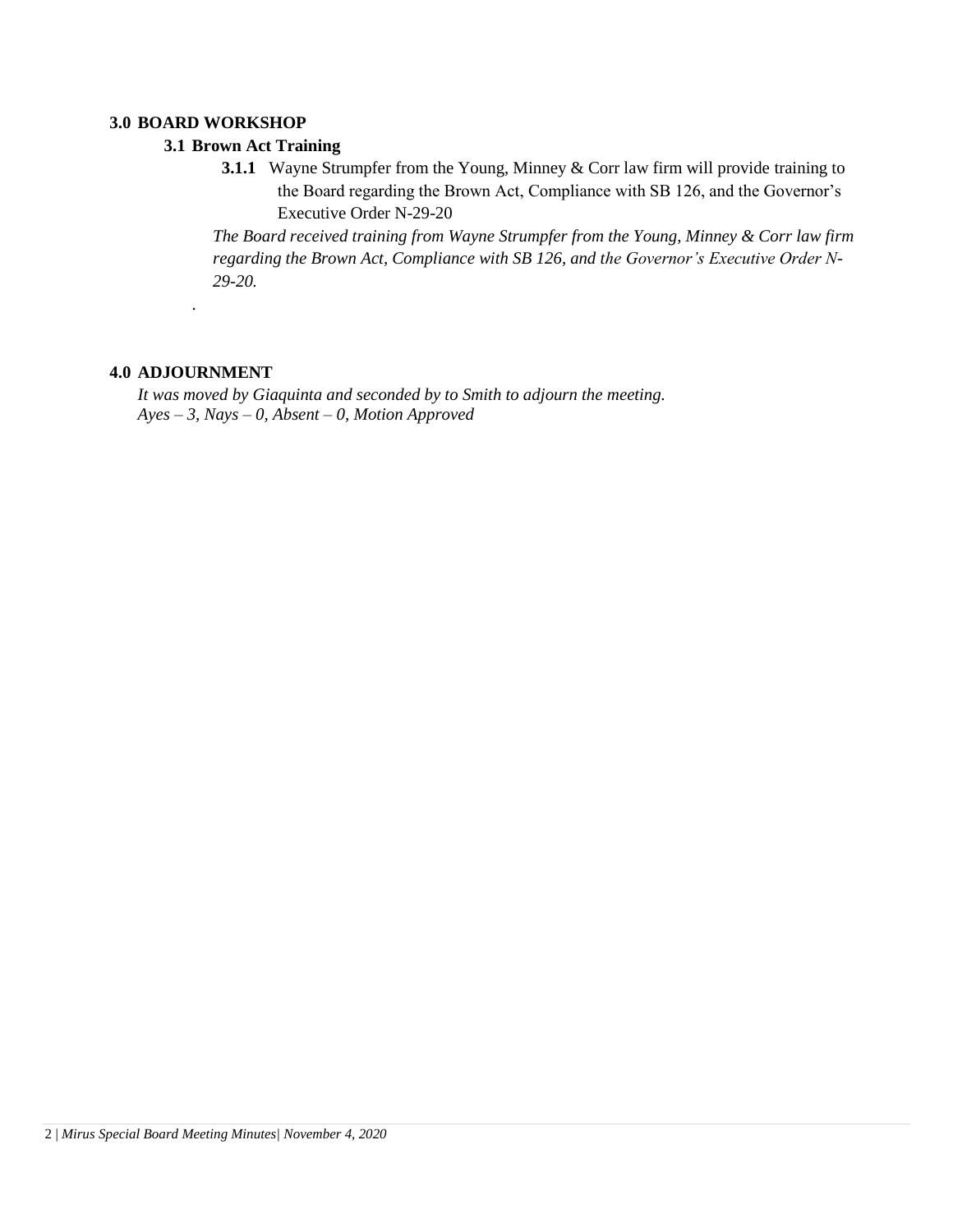**3.0 BOARD WORKSHOP**

**3.1 Brown Act Training**

**3.1.1** Wayne Strumpfer from the Young, Minney & Corr law firm will provide training to the Board regarding the Brown Act, Compliance with SB 126, and the Governor's Executive Order N-29-20

*The Board received training from Wayne Strumpfer from the Young, Minney & Corr law firm regarding the Brown Act, Compliance with SB 126, and the Governor's Executive Order N-29-20.*

.

**4.0 ADJOURNMENT**

*It was moved by Giaquinta and seconded by to Smith to adjourn the meeting.*
*Ayes – 3, Nays – 0, Absent – 0, Motion Approved*